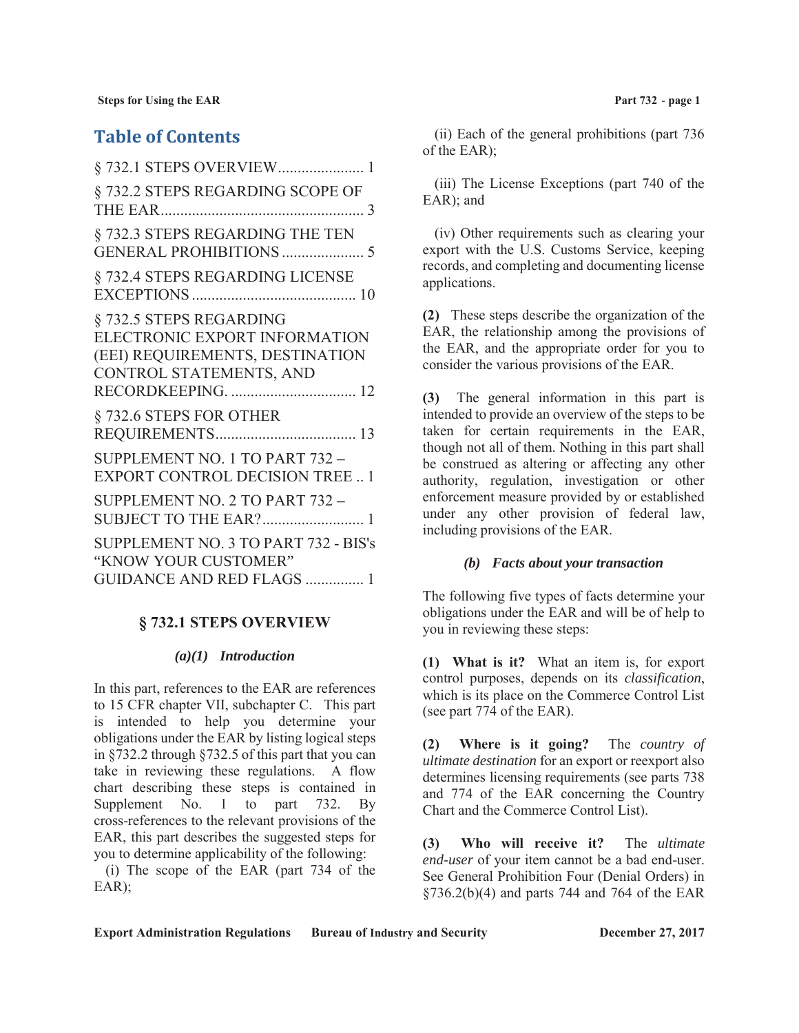## Table of Contents

§ 732.1 STEPS OVERVIEW...................... 1

§ 732.2 STEPS REGARDING SCOPE OF THE EAR.................................................... 3

§ 732.3 STEPS REGARDING THE TEN GENERAL PROHIBITIONS ..................... 5

§ 732.4 STEPS REGARDING LICENSE EXCEPTIONS .......................................... 10

§ 732.5 STEPS REGARDING ELECTRONIC EXPORT INFORMATION (EEI) REQUIREMENTS, DESTINATION CONTROL STATEMENTS, AND RECORDKEEPING. ................................ 12

§ 732.6 STEPS FOR OTHER REQUIREMENTS.................................... 13

SUPPLEMENT NO. 1 TO PART 732 – EXPORT CONTROL DECISION TREE .. 1

SUPPLEMENT NO. 2 TO PART 732 – SUBJECT TO THE EAR?.......................... 1

SUPPLEMENT NO. 3 TO PART 732 - BIS's “KNOW YOUR CUSTOMER” GUIDANCE AND RED FLAGS ............... 1

## § 732.1 STEPS OVERVIEW

### *(a)(1) Introduction*

In this part, references to the EAR are references to 15 CFR chapter VII, subchapter C. This part is intended to help you determine your obligations under the EAR by listing logical steps in §732.2 through §732.5 of this part that you can take in reviewing these regulations. A flow chart describing these steps is contained in Supplement No. 1 to part 732. By cross-references to the relevant provisions of the EAR, this part describes the suggested steps for you to determine applicability of the following:

(i) The scope of the EAR (part 734 of the EAR);

(ii) Each of the general prohibitions (part 736 of the EAR);

(iii) The License Exceptions (part 740 of the EAR); and

(iv) Other requirements such as clearing your export with the U.S. Customs Service, keeping records, and completing and documenting license applications.

**(2)** These steps describe the organization of the EAR, the relationship among the provisions of the EAR, and the appropriate order for you to consider the various provisions of the EAR.

**(3)** The general information in this part is intended to provide an overview of the steps to be taken for certain requirements in the EAR, though not all of them. Nothing in this part shall be construed as altering or affecting any other authority, regulation, investigation or other enforcement measure provided by or established under any other provision of federal law, including provisions of the EAR.

### *(b) Facts about your transaction*

The following five types of facts determine your obligations under the EAR and will be of help to you in reviewing these steps:

**(1) What is it?** What an item is, for export control purposes, depends on its *classification*, which is its place on the Commerce Control List (see part 774 of the EAR).

**(2) Where is it going?** The *country of ultimate destination* for an export or reexport also determines licensing requirements (see parts 738 and 774 of the EAR concerning the Country Chart and the Commerce Control List).

**(3) Who will receive it?** The *ultimate end-user* of your item cannot be a bad end-user. See General Prohibition Four (Denial Orders) in §736.2(b)(4) and parts 744 and 764 of the EAR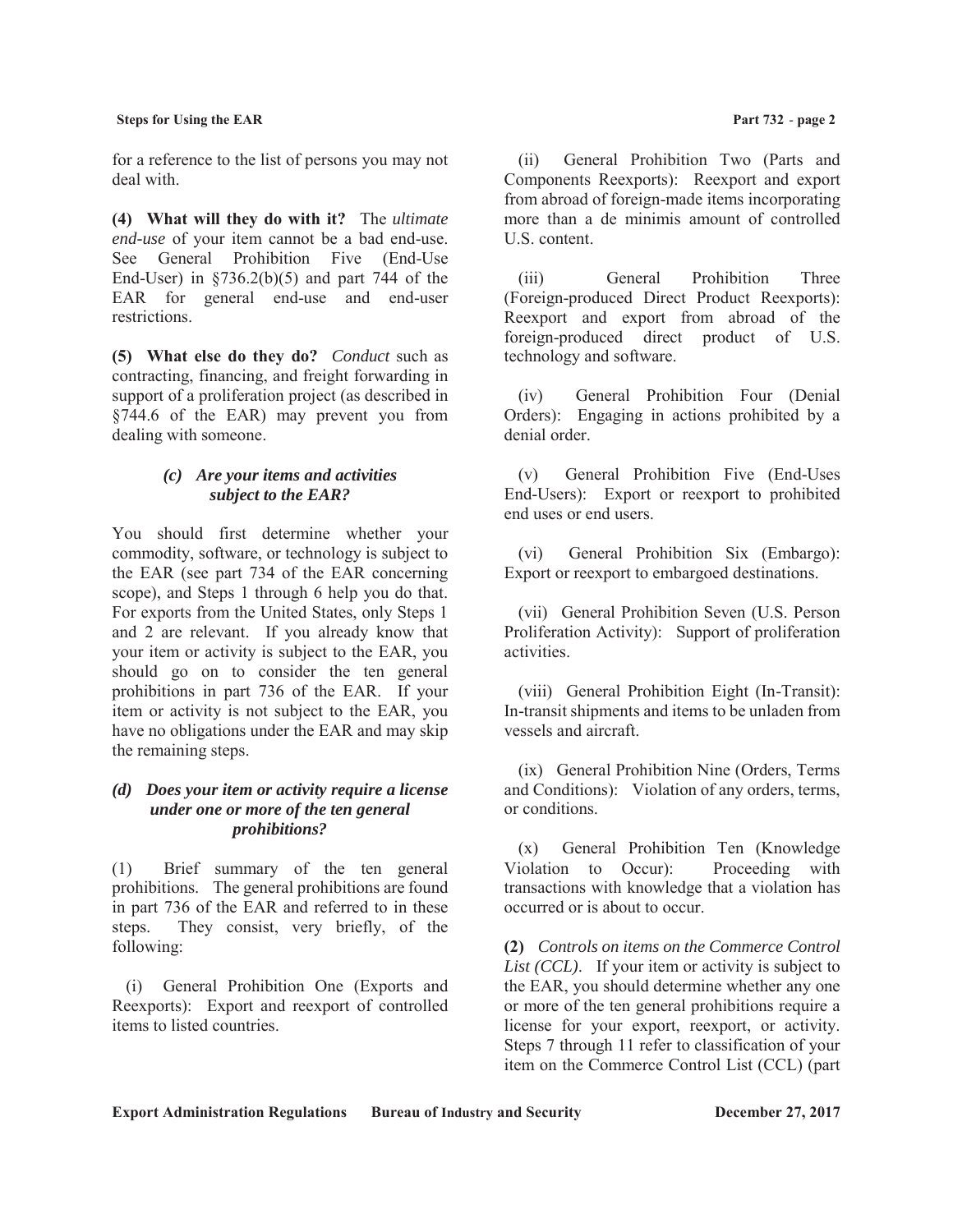for a reference to the list of persons you may not deal with.

**(4) What will they do with it?** The *ultimate end-use* of your item cannot be a bad end-use. See General Prohibition Five (End-Use End-User) in §736.2(b)(5) and part 744 of the EAR for general end-use and end-user restrictions.

**(5) What else do they do?** *Conduct* such as contracting, financing, and freight forwarding in support of a proliferation project (as described in §744.6 of the EAR) may prevent you from dealing with someone.

### *(c) Are your items and activities subject to the EAR?*

You should first determine whether your commodity, software, or technology is subject to the EAR (see part 734 of the EAR concerning scope), and Steps 1 through 6 help you do that. For exports from the United States, only Steps 1 and 2 are relevant. If you already know that your item or activity is subject to the EAR, you should go on to consider the ten general prohibitions in part 736 of the EAR. If your item or activity is not subject to the EAR, you have no obligations under the EAR and may skip the remaining steps.

### *(d) Does your item or activity require a license under one or more of the ten general prohibitions?*

(1) Brief summary of the ten general prohibitions. The general prohibitions are found in part 736 of the EAR and referred to in these steps. They consist, very briefly, of the following:

(i) General Prohibition One (Exports and Reexports): Export and reexport of controlled items to listed countries.

(ii) General Prohibition Two (Parts and Components Reexports): Reexport and export from abroad of foreign-made items incorporating more than a de minimis amount of controlled U.S. content.

(iii) General Prohibition Three (Foreign-produced Direct Product Reexports): Reexport and export from abroad of the foreign-produced direct product of U.S. technology and software.

(iv) General Prohibition Four (Denial Orders): Engaging in actions prohibited by a denial order.

(v) General Prohibition Five (End-Uses End-Users): Export or reexport to prohibited end uses or end users.

(vi) General Prohibition Six (Embargo): Export or reexport to embargoed destinations.

(vii) General Prohibition Seven (U.S. Person Proliferation Activity): Support of proliferation activities.

(viii) General Prohibition Eight (In-Transit): In-transit shipments and items to be unladen from vessels and aircraft.

(ix) General Prohibition Nine (Orders, Terms and Conditions): Violation of any orders, terms, or conditions.

(x) General Prohibition Ten (Knowledge Violation to Occur): Proceeding with transactions with knowledge that a violation has occurred or is about to occur.

**(2)** *Controls on items on the Commerce Control List (CCL).* If your item or activity is subject to the EAR, you should determine whether any one or more of the ten general prohibitions require a license for your export, reexport, or activity. Steps 7 through 11 refer to classification of your item on the Commerce Control List (CCL) (part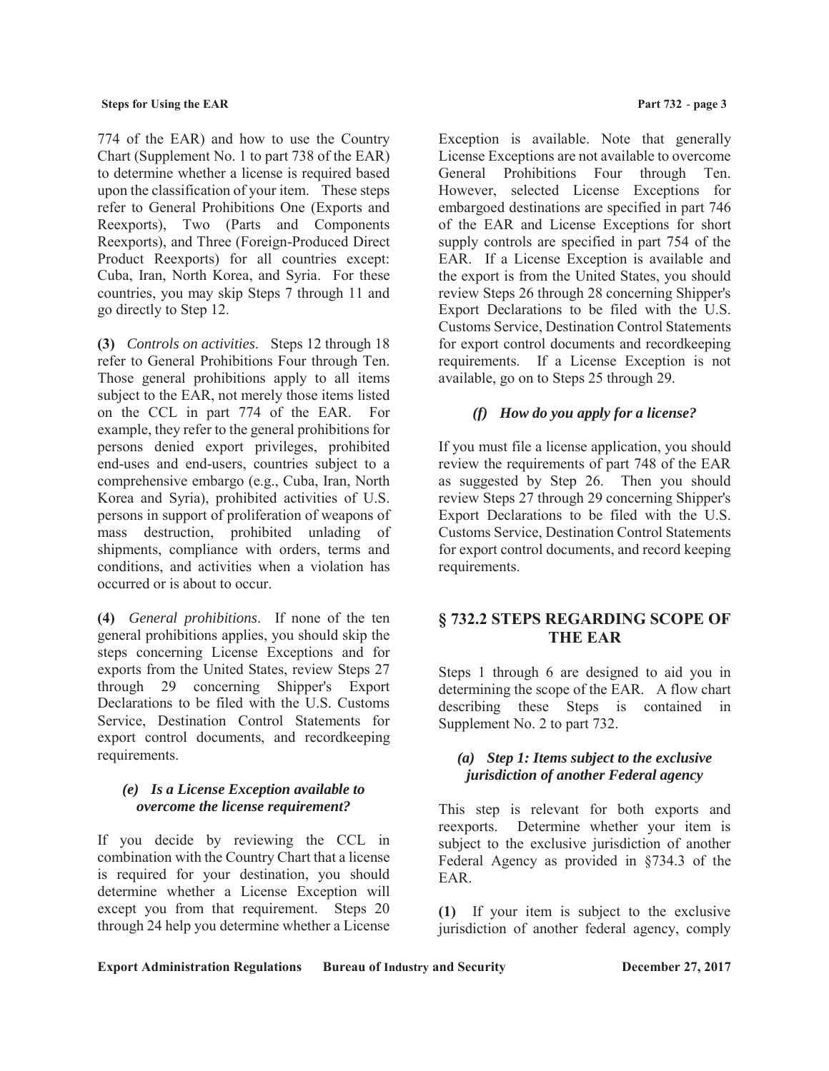774 of the EAR) and how to use the Country Chart (Supplement No. 1 to part 738 of the EAR) to determine whether a license is required based upon the classification of your item. These steps refer to General Prohibitions One (Exports and Reexports), Two (Parts and Components Reexports), and Three (Foreign-Produced Direct Product Reexports) for all countries except: Cuba, Iran, North Korea, and Syria. For these countries, you may skip Steps 7 through 11 and go directly to Step 12.

**(3)** *Controls on activities.* Steps 12 through 18 refer to General Prohibitions Four through Ten. Those general prohibitions apply to all items subject to the EAR, not merely those items listed on the CCL in part 774 of the EAR. For example, they refer to the general prohibitions for persons denied export privileges, prohibited end-uses and end-users, countries subject to a comprehensive embargo (e.g., Cuba, Iran, North Korea and Syria), prohibited activities of U.S. persons in support of proliferation of weapons of mass destruction, prohibited unlading of shipments, compliance with orders, terms and conditions, and activities when a violation has occurred or is about to occur.

**(4)** *General prohibitions*. If none of the ten general prohibitions applies, you should skip the steps concerning License Exceptions and for exports from the United States, review Steps 27 through 29 concerning Shipper's Export Declarations to be filed with the U.S. Customs Service, Destination Control Statements for export control documents, and recordkeeping requirements.

### *(e) Is a License Exception available to overcome the license requirement?*

If you decide by reviewing the CCL in combination with the Country Chart that a license is required for your destination, you should determine whether a License Exception will except you from that requirement. Steps 20 through 24 help you determine whether a License Exception is available. Note that generally License Exceptions are not available to overcome General Prohibitions Four through Ten. However, selected License Exceptions for embargoed destinations are specified in part 746 of the EAR and License Exceptions for short supply controls are specified in part 754 of the EAR. If a License Exception is available and the export is from the United States, you should review Steps 26 through 28 concerning Shipper's Export Declarations to be filed with the U.S. Customs Service, Destination Control Statements for export control documents and recordkeeping requirements. If a License Exception is not available, go on to Steps 25 through 29.

### *(f) How do you apply for a license?*

If you must file a license application, you should review the requirements of part 748 of the EAR as suggested by Step 26. Then you should review Steps 27 through 29 concerning Shipper's Export Declarations to be filed with the U.S. Customs Service, Destination Control Statements for export control documents, and record keeping requirements.

## § 732.2 STEPS REGARDING SCOPE OF THE EAR

Steps 1 through 6 are designed to aid you in determining the scope of the EAR. A flow chart describing these Steps is contained in Supplement No. 2 to part 732.

### *(a) Step 1: Items subject to the exclusive jurisdiction of another Federal agency*

This step is relevant for both exports and reexports. Determine whether your item is subject to the exclusive jurisdiction of another Federal Agency as provided in §734.3 of the EAR.

**(1)** If your item is subject to the exclusive jurisdiction of another federal agency, comply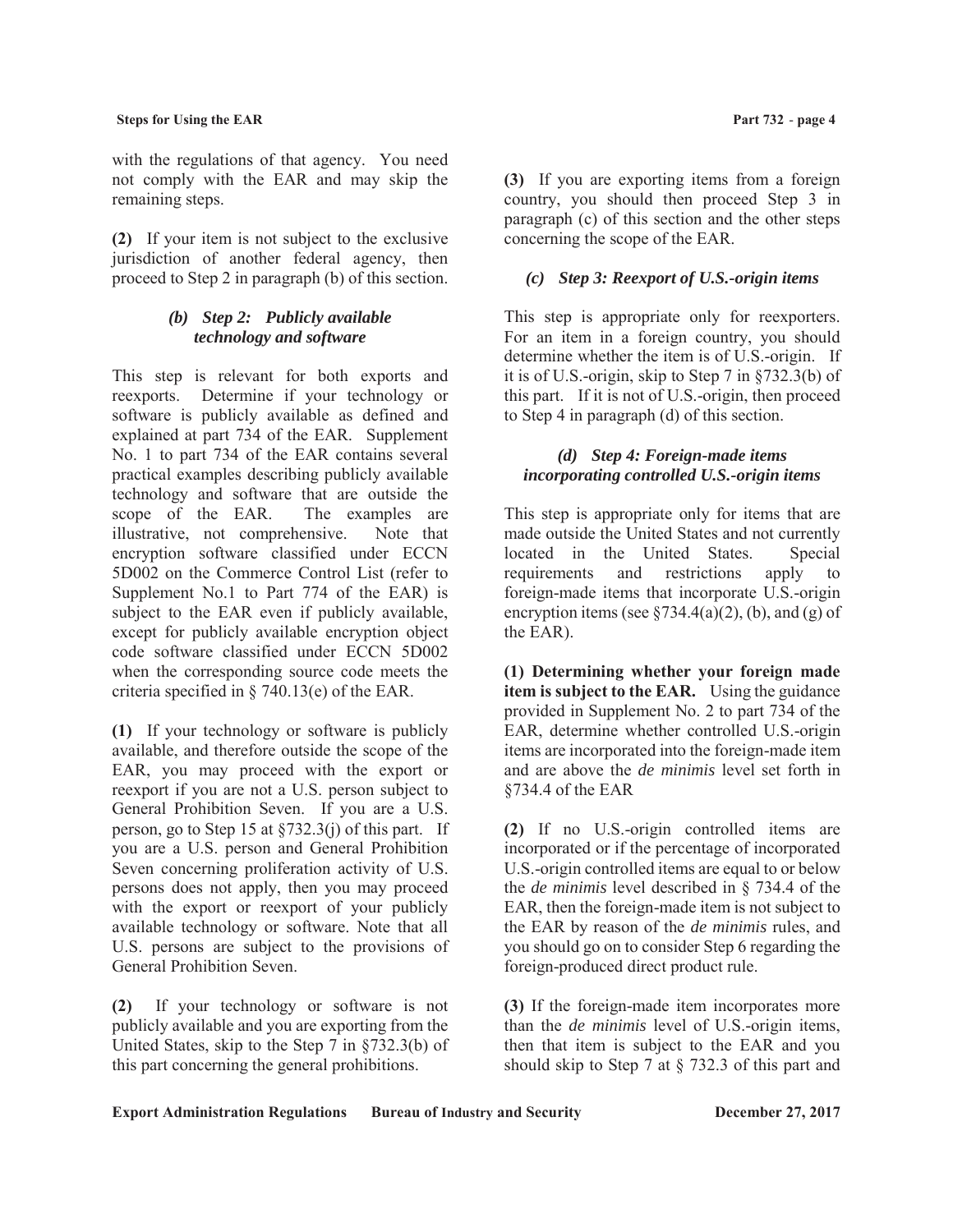with the regulations of that agency. You need not comply with the EAR and may skip the remaining steps.

**(2)** If your item is not subject to the exclusive jurisdiction of another federal agency, then proceed to Step 2 in paragraph (b) of this section.

### *(b) Step 2: Publicly available technology and software*

This step is relevant for both exports and reexports. Determine if your technology or software is publicly available as defined and explained at part 734 of the EAR. Supplement No. 1 to part 734 of the EAR contains several practical examples describing publicly available technology and software that are outside the scope of the EAR. The examples are illustrative, not comprehensive. Note that encryption software classified under ECCN 5D002 on the Commerce Control List (refer to Supplement No.1 to Part 774 of the EAR) is subject to the EAR even if publicly available, except for publicly available encryption object code software classified under ECCN 5D002 when the corresponding source code meets the criteria specified in § 740.13(e) of the EAR.

**(1)** If your technology or software is publicly available, and therefore outside the scope of the EAR, you may proceed with the export or reexport if you are not a U.S. person subject to General Prohibition Seven. If you are a U.S. person, go to Step 15 at §732.3(j) of this part. If you are a U.S. person and General Prohibition Seven concerning proliferation activity of U.S. persons does not apply, then you may proceed with the export or reexport of your publicly available technology or software. Note that all U.S. persons are subject to the provisions of General Prohibition Seven.

**(2)** If your technology or software is not publicly available and you are exporting from the United States, skip to the Step 7 in §732.3(b) of this part concerning the general prohibitions.

**(3)** If you are exporting items from a foreign country, you should then proceed Step 3 in paragraph (c) of this section and the other steps concerning the scope of the EAR.

### *(c) Step 3: Reexport of U.S.-origin items*

This step is appropriate only for reexporters. For an item in a foreign country, you should determine whether the item is of U.S.-origin. If it is of U.S.-origin, skip to Step 7 in §732.3(b) of this part. If it is not of U.S.-origin, then proceed to Step 4 in paragraph (d) of this section.

### *(d) Step 4: Foreign-made items incorporating controlled U.S.-origin items*

This step is appropriate only for items that are made outside the United States and not currently located in the United States. Special requirements and restrictions apply to foreign-made items that incorporate U.S.-origin encryption items (see §734.4(a)(2), (b), and (g) of the EAR).

**(1) Determining whether your foreign made item is subject to the EAR.** Using the guidance provided in Supplement No. 2 to part 734 of the EAR, determine whether controlled U.S.-origin items are incorporated into the foreign-made item and are above the *de minimis* level set forth in §734.4 of the EAR

**(2)** If no U.S.-origin controlled items are incorporated or if the percentage of incorporated U.S.-origin controlled items are equal to or below the *de minimis* level described in § 734.4 of the EAR, then the foreign-made item is not subject to the EAR by reason of the *de minimis* rules, and you should go on to consider Step 6 regarding the foreign-produced direct product rule.

**(3)** If the foreign-made item incorporates more than the *de minimis* level of U.S.-origin items, then that item is subject to the EAR and you should skip to Step 7 at § 732.3 of this part and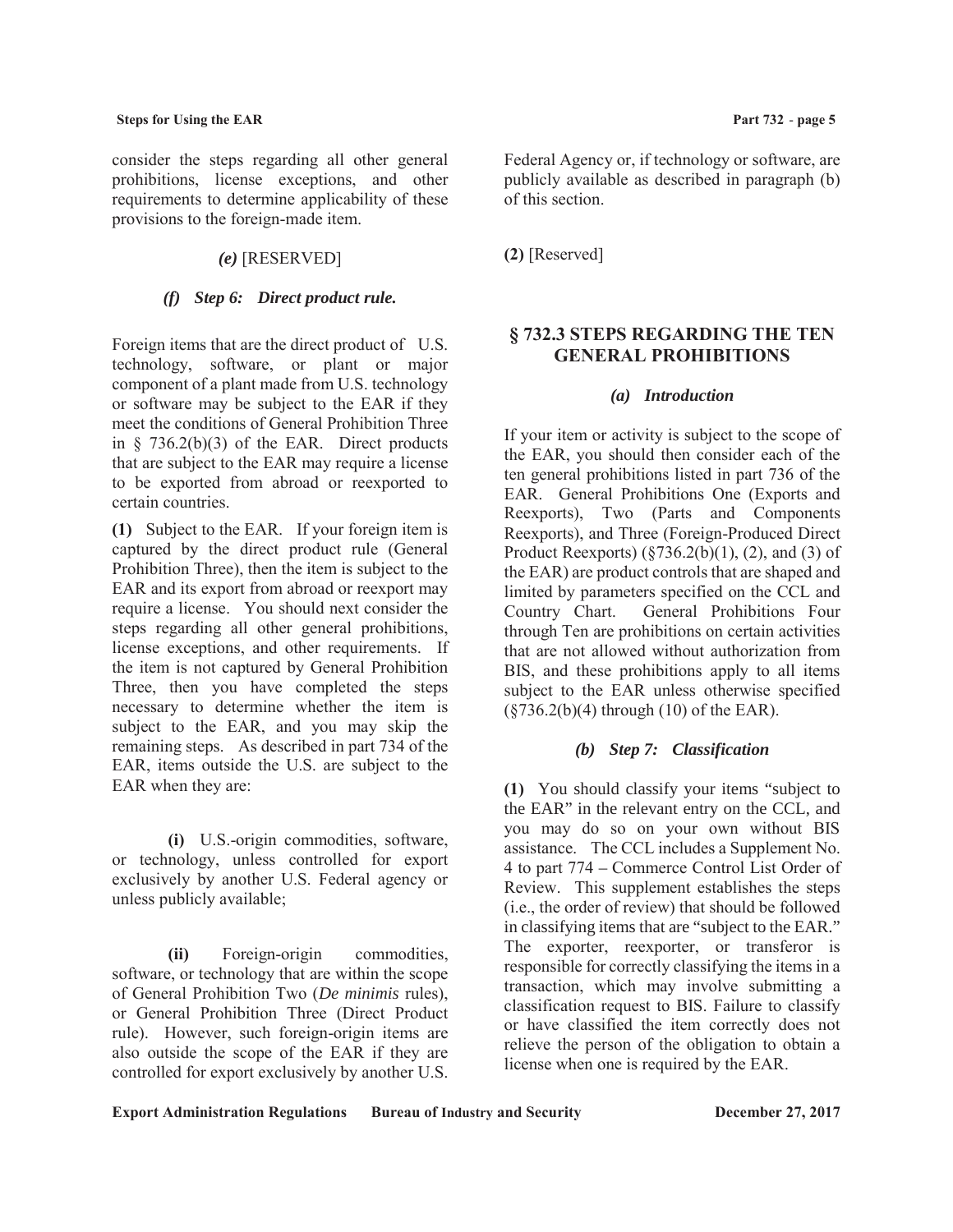consider the steps regarding all other general prohibitions, license exceptions, and other requirements to determine applicability of these provisions to the foreign-made item.

***(e)*** [RESERVED]

***(f) Step 6: Direct product rule.***

Foreign items that are the direct product of U.S. technology, software, or plant or major component of a plant made from U.S. technology or software may be subject to the EAR if they meet the conditions of General Prohibition Three in § 736.2(b)(3) of the EAR. Direct products that are subject to the EAR may require a license to be exported from abroad or reexported to certain countries.

**(1)** Subject to the EAR. If your foreign item is captured by the direct product rule (General Prohibition Three), then the item is subject to the EAR and its export from abroad or reexport may require a license. You should next consider the steps regarding all other general prohibitions, license exceptions, and other requirements. If the item is not captured by General Prohibition Three, then you have completed the steps necessary to determine whether the item is subject to the EAR, and you may skip the remaining steps. As described in part 734 of the EAR, items outside the U.S. are subject to the EAR when they are:

**(i)** U.S.-origin commodities, software, or technology, unless controlled for export exclusively by another U.S. Federal agency or unless publicly available;

**(ii)** Foreign-origin commodities, software, or technology that are within the scope of General Prohibition Two (*De minimis* rules), or General Prohibition Three (Direct Product rule). However, such foreign-origin items are also outside the scope of the EAR if they are controlled for export exclusively by another U.S. Federal Agency or, if technology or software, are publicly available as described in paragraph (b) of this section.

**(2)** [Reserved]

## § 732.3 STEPS REGARDING THE TEN GENERAL PROHIBITIONS

***(a) Introduction***

If your item or activity is subject to the scope of the EAR, you should then consider each of the ten general prohibitions listed in part 736 of the EAR. General Prohibitions One (Exports and Reexports), Two (Parts and Components Reexports), and Three (Foreign-Produced Direct Product Reexports) (§736.2(b)(1), (2), and (3) of the EAR) are product controls that are shaped and limited by parameters specified on the CCL and Country Chart. General Prohibitions Four through Ten are prohibitions on certain activities that are not allowed without authorization from BIS, and these prohibitions apply to all items subject to the EAR unless otherwise specified (§736.2(b)(4) through (10) of the EAR).

***(b) Step 7: Classification***

**(1)** You should classify your items "subject to the EAR" in the relevant entry on the CCL, and you may do so on your own without BIS assistance. The CCL includes a Supplement No. 4 to part 774 – Commerce Control List Order of Review. This supplement establishes the steps (i.e., the order of review) that should be followed in classifying items that are "subject to the EAR." The exporter, reexporter, or transferor is responsible for correctly classifying the items in a transaction, which may involve submitting a classification request to BIS. Failure to classify or have classified the item correctly does not relieve the person of the obligation to obtain a license when one is required by the EAR.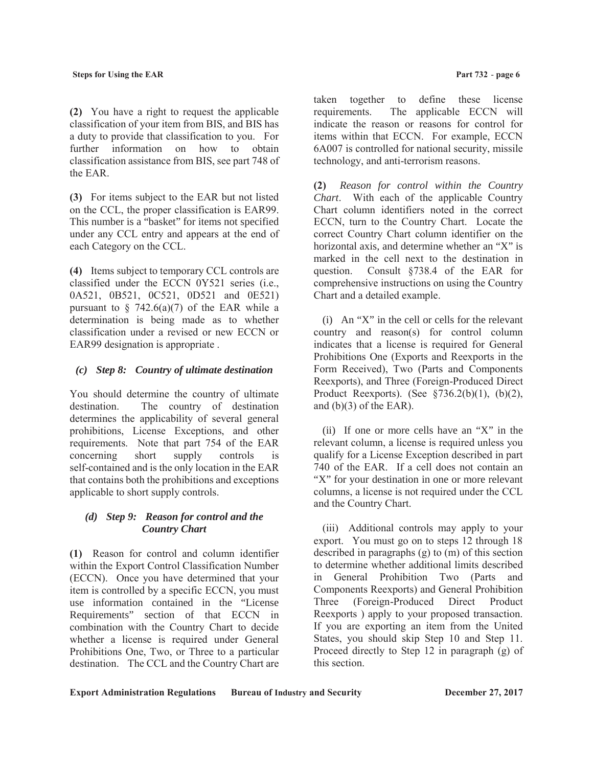**(2)** You have a right to request the applicable classification of your item from BIS, and BIS has a duty to provide that classification to you. For further information on how to obtain classification assistance from BIS, see part 748 of the EAR.

**(3)** For items subject to the EAR but not listed on the CCL, the proper classification is EAR99. This number is a "basket" for items not specified under any CCL entry and appears at the end of each Category on the CCL.

**(4)** Items subject to temporary CCL controls are classified under the ECCN 0Y521 series (i.e., 0A521, 0B521, 0C521, 0D521 and 0E521) pursuant to § 742.6(a)(7) of the EAR while a determination is being made as to whether classification under a revised or new ECCN or EAR99 designation is appropriate .

### *(c) Step 8: Country of ultimate destination*

You should determine the country of ultimate destination. The country of destination determines the applicability of several general prohibitions, License Exceptions, and other requirements. Note that part 754 of the EAR concerning short supply controls is self-contained and is the only location in the EAR that contains both the prohibitions and exceptions applicable to short supply controls.

### *(d) Step 9: Reason for control and the Country Chart*

**(1)** Reason for control and column identifier within the Export Control Classification Number (ECCN). Once you have determined that your item is controlled by a specific ECCN, you must use information contained in the "License Requirements" section of that ECCN in combination with the Country Chart to decide whether a license is required under General Prohibitions One, Two, or Three to a particular destination. The CCL and the Country Chart are taken together to define these license requirements. The applicable ECCN will indicate the reason or reasons for control for items within that ECCN. For example, ECCN 6A007 is controlled for national security, missile technology, and anti-terrorism reasons.

**(2)** *Reason for control within the Country Chart*. With each of the applicable Country Chart column identifiers noted in the correct ECCN, turn to the Country Chart. Locate the correct Country Chart column identifier on the horizontal axis, and determine whether an "X" is marked in the cell next to the destination in question. Consult §738.4 of the EAR for comprehensive instructions on using the Country Chart and a detailed example.

(i) An "X" in the cell or cells for the relevant country and reason(s) for control column indicates that a license is required for General Prohibitions One (Exports and Reexports in the Form Received), Two (Parts and Components Reexports), and Three (Foreign-Produced Direct Product Reexports). (See §736.2(b)(1), (b)(2), and (b)(3) of the EAR).

(ii) If one or more cells have an "X" in the relevant column, a license is required unless you qualify for a License Exception described in part 740 of the EAR. If a cell does not contain an "X" for your destination in one or more relevant columns, a license is not required under the CCL and the Country Chart.

(iii) Additional controls may apply to your export. You must go on to steps 12 through 18 described in paragraphs (g) to (m) of this section to determine whether additional limits described in General Prohibition Two (Parts and Components Reexports) and General Prohibition Three (Foreign-Produced Direct Product Reexports ) apply to your proposed transaction. If you are exporting an item from the United States, you should skip Step 10 and Step 11. Proceed directly to Step 12 in paragraph (g) of this section.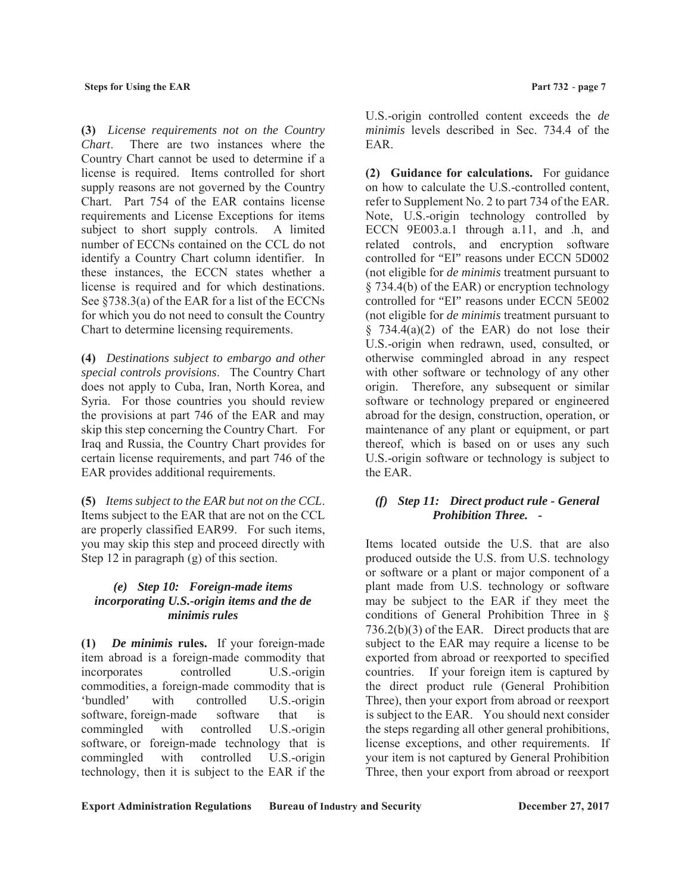**(3)** *License requirements not on the Country Chart*. There are two instances where the Country Chart cannot be used to determine if a license is required. Items controlled for short supply reasons are not governed by the Country Chart. Part 754 of the EAR contains license requirements and License Exceptions for items subject to short supply controls. A limited number of ECCNs contained on the CCL do not identify a Country Chart column identifier. In these instances, the ECCN states whether a license is required and for which destinations. See §738.3(a) of the EAR for a list of the ECCNs for which you do not need to consult the Country Chart to determine licensing requirements.

**(4)** *Destinations subject to embargo and other special controls provisions*. The Country Chart does not apply to Cuba, Iran, North Korea, and Syria. For those countries you should review the provisions at part 746 of the EAR and may skip this step concerning the Country Chart. For Iraq and Russia, the Country Chart provides for certain license requirements, and part 746 of the EAR provides additional requirements.

**(5)** *Items subject to the EAR but not on the CCL*. Items subject to the EAR that are not on the CCL are properly classified EAR99. For such items, you may skip this step and proceed directly with Step 12 in paragraph (g) of this section.

### *(e) Step 10: Foreign-made items incorporating U.S.-origin items and the de minimis rules*

**(1)** ***De minimis* rules.** If your foreign-made item abroad is a foreign-made commodity that incorporates controlled U.S.-origin commodities, a foreign-made commodity that is 'bundled' with controlled U.S.-origin software, foreign-made software that is commingled with controlled U.S.-origin software, or foreign-made technology that is commingled with controlled U.S.-origin technology, then it is subject to the EAR if the U.S.-origin controlled content exceeds the *de minimis* levels described in Sec. 734.4 of the EAR.

**(2) Guidance for calculations.** For guidance on how to calculate the U.S.-controlled content, refer to Supplement No. 2 to part 734 of the EAR. Note, U.S.-origin technology controlled by ECCN 9E003.a.1 through a.11, and .h, and related controls, and encryption software controlled for "EI" reasons under ECCN 5D002 (not eligible for *de minimis* treatment pursuant to § 734.4(b) of the EAR) or encryption technology controlled for "EI" reasons under ECCN 5E002 (not eligible for *de minimis* treatment pursuant to § 734.4(a)(2) of the EAR) do not lose their U.S.-origin when redrawn, used, consulted, or otherwise commingled abroad in any respect with other software or technology of any other origin. Therefore, any subsequent or similar software or technology prepared or engineered abroad for the design, construction, operation, or maintenance of any plant or equipment, or part thereof, which is based on or uses any such U.S.-origin software or technology is subject to the EAR.

### *(f) Step 11: Direct product rule - General Prohibition Three. -*

Items located outside the U.S. that are also produced outside the U.S. from U.S. technology or software or a plant or major component of a plant made from U.S. technology or software may be subject to the EAR if they meet the conditions of General Prohibition Three in § 736.2(b)(3) of the EAR. Direct products that are subject to the EAR may require a license to be exported from abroad or reexported to specified countries. If your foreign item is captured by the direct product rule (General Prohibition Three), then your export from abroad or reexport is subject to the EAR. You should next consider the steps regarding all other general prohibitions, license exceptions, and other requirements. If your item is not captured by General Prohibition Three, then your export from abroad or reexport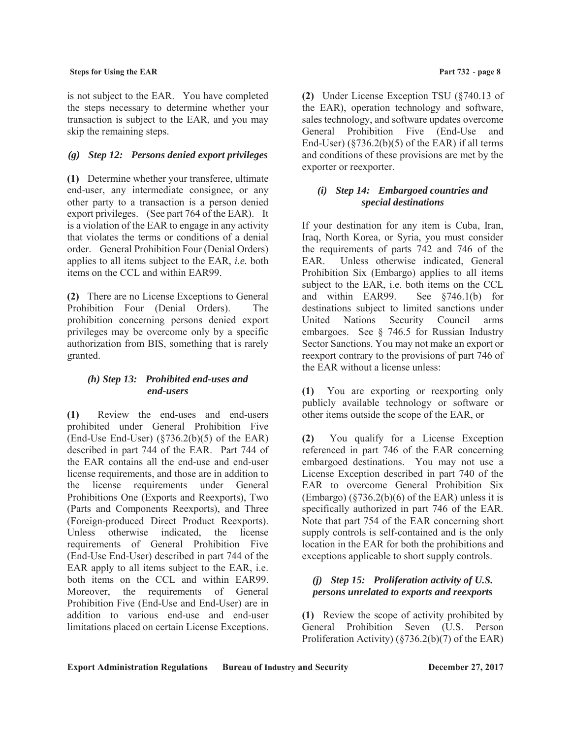is not subject to the EAR. You have completed the steps necessary to determine whether your transaction is subject to the EAR, and you may skip the remaining steps.

### *(g) Step 12: Persons denied export privileges*

**(1)** Determine whether your transferee, ultimate end-user, any intermediate consignee, or any other party to a transaction is a person denied export privileges. (See part 764 of the EAR). It is a violation of the EAR to engage in any activity that violates the terms or conditions of a denial order. General Prohibition Four (Denial Orders) applies to all items subject to the EAR, *i.e.* both items on the CCL and within EAR99.

**(2)** There are no License Exceptions to General Prohibition Four (Denial Orders). The prohibition concerning persons denied export privileges may be overcome only by a specific authorization from BIS, something that is rarely granted.

### *(h) Step 13: Prohibited end-uses and end-users*

**(1)** Review the end-uses and end-users prohibited under General Prohibition Five (End-Use End-User) (§736.2(b)(5) of the EAR) described in part 744 of the EAR. Part 744 of the EAR contains all the end-use and end-user license requirements, and those are in addition to the license requirements under General Prohibitions One (Exports and Reexports), Two (Parts and Components Reexports), and Three (Foreign-produced Direct Product Reexports). Unless otherwise indicated, the license requirements of General Prohibition Five (End-Use End-User) described in part 744 of the EAR apply to all items subject to the EAR, i.e. both items on the CCL and within EAR99. Moreover, the requirements of General Prohibition Five (End-Use and End-User) are in addition to various end-use and end-user limitations placed on certain License Exceptions.

**(2)** Under License Exception TSU (§740.13 of the EAR), operation technology and software, sales technology, and software updates overcome General Prohibition Five (End-Use and End-User) (§736.2(b)(5) of the EAR) if all terms and conditions of these provisions are met by the exporter or reexporter.

### *(i) Step 14: Embargoed countries and special destinations*

If your destination for any item is Cuba, Iran, Iraq, North Korea, or Syria, you must consider the requirements of parts 742 and 746 of the EAR. Unless otherwise indicated, General Prohibition Six (Embargo) applies to all items subject to the EAR, i.e. both items on the CCL and within EAR99. See §746.1(b) for destinations subject to limited sanctions under United Nations Security Council arms embargoes. See § 746.5 for Russian Industry Sector Sanctions. You may not make an export or reexport contrary to the provisions of part 746 of the EAR without a license unless:

**(1)** You are exporting or reexporting only publicly available technology or software or other items outside the scope of the EAR, or

**(2)** You qualify for a License Exception referenced in part 746 of the EAR concerning embargoed destinations. You may not use a License Exception described in part 740 of the EAR to overcome General Prohibition Six (Embargo) (§736.2(b)(6) of the EAR) unless it is specifically authorized in part 746 of the EAR. Note that part 754 of the EAR concerning short supply controls is self-contained and is the only location in the EAR for both the prohibitions and exceptions applicable to short supply controls.

### *(j) Step 15: Proliferation activity of U.S. persons unrelated to exports and reexports*

**(1)** Review the scope of activity prohibited by General Prohibition Seven (U.S. Person Proliferation Activity) (§736.2(b)(7) of the EAR)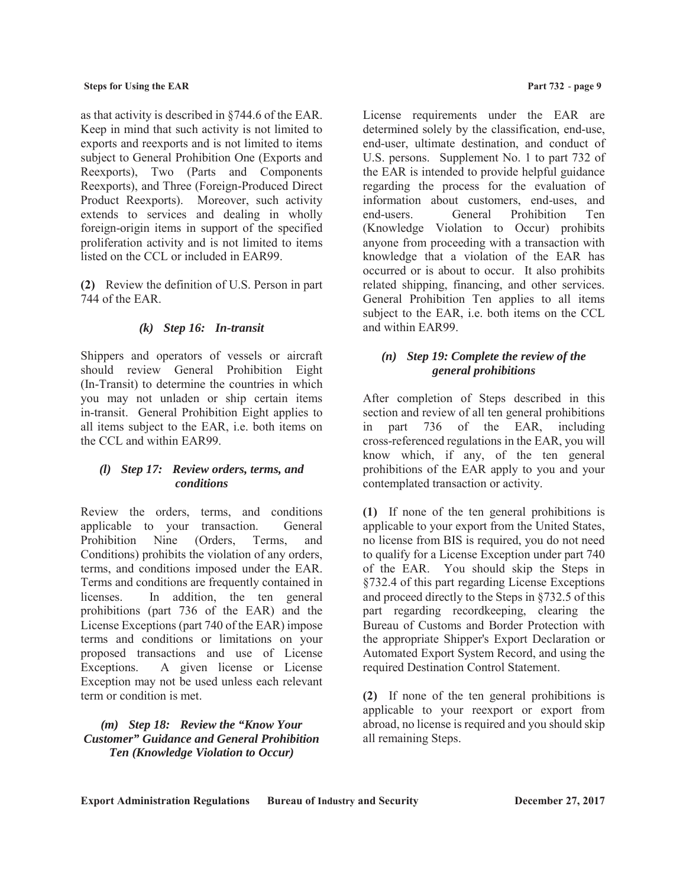as that activity is described in §744.6 of the EAR. Keep in mind that such activity is not limited to exports and reexports and is not limited to items subject to General Prohibition One (Exports and Reexports), Two (Parts and Components Reexports), and Three (Foreign-Produced Direct Product Reexports). Moreover, such activity extends to services and dealing in wholly foreign-origin items in support of the specified proliferation activity and is not limited to items listed on the CCL or included in EAR99.

**(2)** Review the definition of U.S. Person in part 744 of the EAR.

### *(k) Step 16: In-transit*

Shippers and operators of vessels or aircraft should review General Prohibition Eight (In-Transit) to determine the countries in which you may not unladen or ship certain items in-transit. General Prohibition Eight applies to all items subject to the EAR, i.e. both items on the CCL and within EAR99.

### *(l) Step 17: Review orders, terms, and conditions*

Review the orders, terms, and conditions applicable to your transaction. General Prohibition Nine (Orders, Terms, and Conditions) prohibits the violation of any orders, terms, and conditions imposed under the EAR. Terms and conditions are frequently contained in licenses. In addition, the ten general prohibitions (part 736 of the EAR) and the License Exceptions (part 740 of the EAR) impose terms and conditions or limitations on your proposed transactions and use of License Exceptions. A given license or License Exception may not be used unless each relevant term or condition is met.

### *(m) Step 18: Review the "Know Your Customer" Guidance and General Prohibition Ten (Knowledge Violation to Occur)*

License requirements under the EAR are determined solely by the classification, end-use, end-user, ultimate destination, and conduct of U.S. persons. Supplement No. 1 to part 732 of the EAR is intended to provide helpful guidance regarding the process for the evaluation of information about customers, end-uses, and end-users. General Prohibition Ten (Knowledge Violation to Occur) prohibits anyone from proceeding with a transaction with knowledge that a violation of the EAR has occurred or is about to occur. It also prohibits related shipping, financing, and other services. General Prohibition Ten applies to all items subject to the EAR, i.e. both items on the CCL and within EAR99.

### *(n) Step 19: Complete the review of the general prohibitions*

After completion of Steps described in this section and review of all ten general prohibitions in part 736 of the EAR, including cross-referenced regulations in the EAR, you will know which, if any, of the ten general prohibitions of the EAR apply to you and your contemplated transaction or activity.

**(1)** If none of the ten general prohibitions is applicable to your export from the United States, no license from BIS is required, you do not need to qualify for a License Exception under part 740 of the EAR. You should skip the Steps in §732.4 of this part regarding License Exceptions and proceed directly to the Steps in §732.5 of this part regarding recordkeeping, clearing the Bureau of Customs and Border Protection with the appropriate Shipper's Export Declaration or Automated Export System Record, and using the required Destination Control Statement.

**(2)** If none of the ten general prohibitions is applicable to your reexport or export from abroad, no license is required and you should skip all remaining Steps.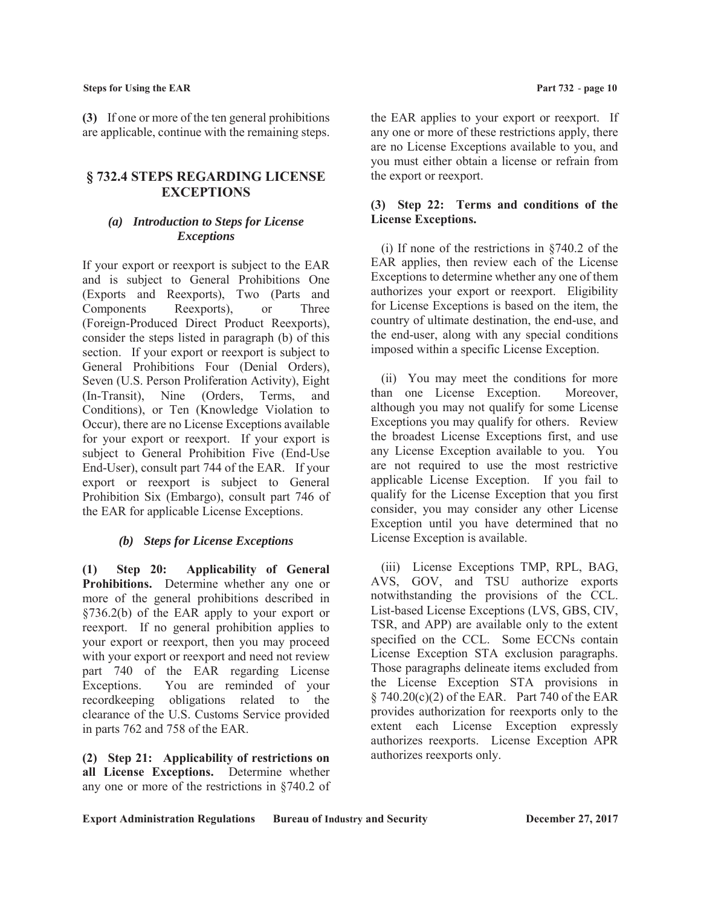**(3)** If one or more of the ten general prohibitions are applicable, continue with the remaining steps.

## § 732.4 STEPS REGARDING LICENSE EXCEPTIONS

### *(a) Introduction to Steps for License Exceptions*

If your export or reexport is subject to the EAR and is subject to General Prohibitions One (Exports and Reexports), Two (Parts and Components Reexports), or Three (Foreign-Produced Direct Product Reexports), consider the steps listed in paragraph (b) of this section. If your export or reexport is subject to General Prohibitions Four (Denial Orders), Seven (U.S. Person Proliferation Activity), Eight (In-Transit), Nine (Orders, Terms, and Conditions), or Ten (Knowledge Violation to Occur), there are no License Exceptions available for your export or reexport. If your export is subject to General Prohibition Five (End-Use End-User), consult part 744 of the EAR. If your export or reexport is subject to General Prohibition Six (Embargo), consult part 746 of the EAR for applicable License Exceptions.

### *(b) Steps for License Exceptions*

**(1) Step 20: Applicability of General Prohibitions.** Determine whether any one or more of the general prohibitions described in §736.2(b) of the EAR apply to your export or reexport. If no general prohibition applies to your export or reexport, then you may proceed with your export or reexport and need not review part 740 of the EAR regarding License Exceptions. You are reminded of your recordkeeping obligations related to the clearance of the U.S. Customs Service provided in parts 762 and 758 of the EAR.

**(2) Step 21: Applicability of restrictions on all License Exceptions.** Determine whether any one or more of the restrictions in §740.2 of the EAR applies to your export or reexport. If any one or more of these restrictions apply, there are no License Exceptions available to you, and you must either obtain a license or refrain from the export or reexport.

**(3) Step 22: Terms and conditions of the License Exceptions.**

(i) If none of the restrictions in §740.2 of the EAR applies, then review each of the License Exceptions to determine whether any one of them authorizes your export or reexport. Eligibility for License Exceptions is based on the item, the country of ultimate destination, the end-use, and the end-user, along with any special conditions imposed within a specific License Exception.

(ii) You may meet the conditions for more than one License Exception. Moreover, although you may not qualify for some License Exceptions you may qualify for others. Review the broadest License Exceptions first, and use any License Exception available to you. You are not required to use the most restrictive applicable License Exception. If you fail to qualify for the License Exception that you first consider, you may consider any other License Exception until you have determined that no License Exception is available.

(iii) License Exceptions TMP, RPL, BAG, AVS, GOV, and TSU authorize exports notwithstanding the provisions of the CCL. List-based License Exceptions (LVS, GBS, CIV, TSR, and APP) are available only to the extent specified on the CCL. Some ECCNs contain License Exception STA exclusion paragraphs. Those paragraphs delineate items excluded from the License Exception STA provisions in § 740.20(c)(2) of the EAR. Part 740 of the EAR provides authorization for reexports only to the extent each License Exception expressly authorizes reexports. License Exception APR authorizes reexports only.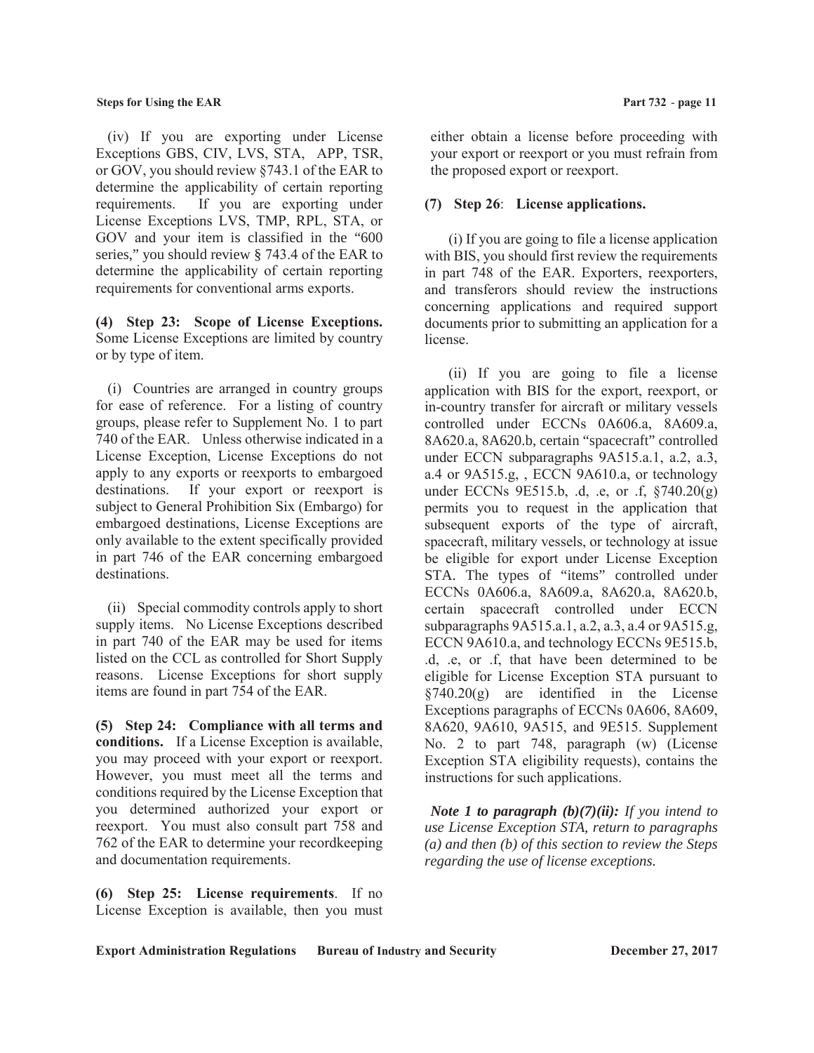(iv) If you are exporting under License Exceptions GBS, CIV, LVS, STA, APP, TSR, or GOV, you should review §743.1 of the EAR to determine the applicability of certain reporting requirements. If you are exporting under License Exceptions LVS, TMP, RPL, STA, or GOV and your item is classified in the "600 series," you should review § 743.4 of the EAR to determine the applicability of certain reporting requirements for conventional arms exports.

**(4) Step 23: Scope of License Exceptions.** Some License Exceptions are limited by country or by type of item.

(i) Countries are arranged in country groups for ease of reference. For a listing of country groups, please refer to Supplement No. 1 to part 740 of the EAR. Unless otherwise indicated in a License Exception, License Exceptions do not apply to any exports or reexports to embargoed destinations. If your export or reexport is subject to General Prohibition Six (Embargo) for embargoed destinations, License Exceptions are only available to the extent specifically provided in part 746 of the EAR concerning embargoed destinations.

(ii) Special commodity controls apply to short supply items. No License Exceptions described in part 740 of the EAR may be used for items listed on the CCL as controlled for Short Supply reasons. License Exceptions for short supply items are found in part 754 of the EAR.

**(5) Step 24: Compliance with all terms and conditions.** If a License Exception is available, you may proceed with your export or reexport. However, you must meet all the terms and conditions required by the License Exception that you determined authorized your export or reexport. You must also consult part 758 and 762 of the EAR to determine your recordkeeping and documentation requirements.

**(6) Step 25: License requirements**. If no License Exception is available, then you must either obtain a license before proceeding with your export or reexport or you must refrain from the proposed export or reexport.

**(7) Step 26**: **License applications.**

(i) If you are going to file a license application with BIS, you should first review the requirements in part 748 of the EAR. Exporters, reexporters, and transferors should review the instructions concerning applications and required support documents prior to submitting an application for a license.

(ii) If you are going to file a license application with BIS for the export, reexport, or in-country transfer for aircraft or military vessels controlled under ECCNs 0A606.a, 8A609.a, 8A620.a, 8A620.b, certain "spacecraft" controlled under ECCN subparagraphs 9A515.a.1, a.2, a.3, a.4 or 9A515.g, , ECCN 9A610.a, or technology under ECCNs 9E515.b, .d, .e, or .f, §740.20(g) permits you to request in the application that subsequent exports of the type of aircraft, spacecraft, military vessels, or technology at issue be eligible for export under License Exception STA. The types of "items" controlled under ECCNs 0A606.a, 8A609.a, 8A620.a, 8A620.b, certain spacecraft controlled under ECCN subparagraphs 9A515.a.1, a.2, a.3, a.4 or 9A515.g, ECCN 9A610.a, and technology ECCNs 9E515.b, .d, .e, or .f, that have been determined to be eligible for License Exception STA pursuant to §740.20(g) are identified in the License Exceptions paragraphs of ECCNs 0A606, 8A609, 8A620, 9A610, 9A515, and 9E515. Supplement No. 2 to part 748, paragraph (w) (License Exception STA eligibility requests), contains the instructions for such applications.

***Note 1 to paragraph (b)(7)(ii):*** *If you intend to use License Exception STA, return to paragraphs (a) and then (b) of this section to review the Steps regarding the use of license exceptions.*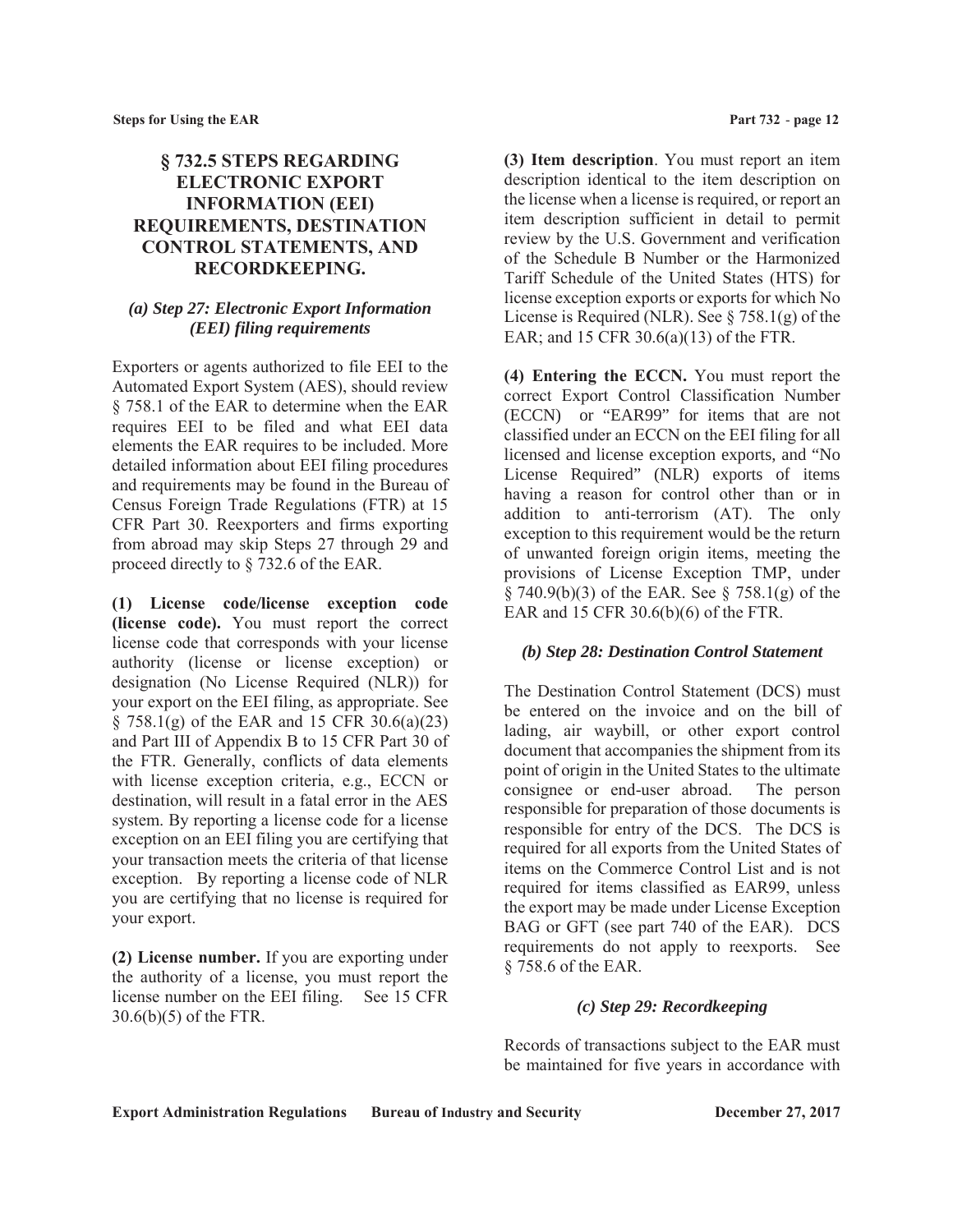## § 732.5 STEPS REGARDING ELECTRONIC EXPORT INFORMATION (EEI) REQUIREMENTS, DESTINATION CONTROL STATEMENTS, AND RECORDKEEPING.

### *(a) Step 27: Electronic Export Information (EEI) filing requirements*

Exporters or agents authorized to file EEI to the Automated Export System (AES), should review § 758.1 of the EAR to determine when the EAR requires EEI to be filed and what EEI data elements the EAR requires to be included. More detailed information about EEI filing procedures and requirements may be found in the Bureau of Census Foreign Trade Regulations (FTR) at 15 CFR Part 30. Reexporters and firms exporting from abroad may skip Steps 27 through 29 and proceed directly to § 732.6 of the EAR.

**(1) License code/license exception code (license code).** You must report the correct license code that corresponds with your license authority (license or license exception) or designation (No License Required (NLR)) for your export on the EEI filing, as appropriate. See § 758.1(g) of the EAR and 15 CFR 30.6(a)(23) and Part III of Appendix B to 15 CFR Part 30 of the FTR. Generally, conflicts of data elements with license exception criteria, e.g., ECCN or destination, will result in a fatal error in the AES system. By reporting a license code for a license exception on an EEI filing you are certifying that your transaction meets the criteria of that license exception. By reporting a license code of NLR you are certifying that no license is required for your export.

**(2) License number.** If you are exporting under the authority of a license, you must report the license number on the EEI filing. See 15 CFR 30.6(b)(5) of the FTR.

**(3) Item description**. You must report an item description identical to the item description on the license when a license is required, or report an item description sufficient in detail to permit review by the U.S. Government and verification of the Schedule B Number or the Harmonized Tariff Schedule of the United States (HTS) for license exception exports or exports for which No License is Required (NLR). See § 758.1(g) of the EAR; and 15 CFR 30.6(a)(13) of the FTR.

**(4) Entering the ECCN.** You must report the correct Export Control Classification Number (ECCN) or "EAR99" for items that are not classified under an ECCN on the EEI filing for all licensed and license exception exports, and "No License Required" (NLR) exports of items having a reason for control other than or in addition to anti-terrorism (AT). The only exception to this requirement would be the return of unwanted foreign origin items, meeting the provisions of License Exception TMP, under § 740.9(b)(3) of the EAR. See § 758.1(g) of the EAR and 15 CFR 30.6(b)(6) of the FTR.

### *(b) Step 28: Destination Control Statement*

The Destination Control Statement (DCS) must be entered on the invoice and on the bill of lading, air waybill, or other export control document that accompanies the shipment from its point of origin in the United States to the ultimate consignee or end-user abroad. The person responsible for preparation of those documents is responsible for entry of the DCS. The DCS is required for all exports from the United States of items on the Commerce Control List and is not required for items classified as EAR99, unless the export may be made under License Exception BAG or GFT (see part 740 of the EAR). DCS requirements do not apply to reexports. See § 758.6 of the EAR.

### *(c) Step 29: Recordkeeping*

Records of transactions subject to the EAR must be maintained for five years in accordance with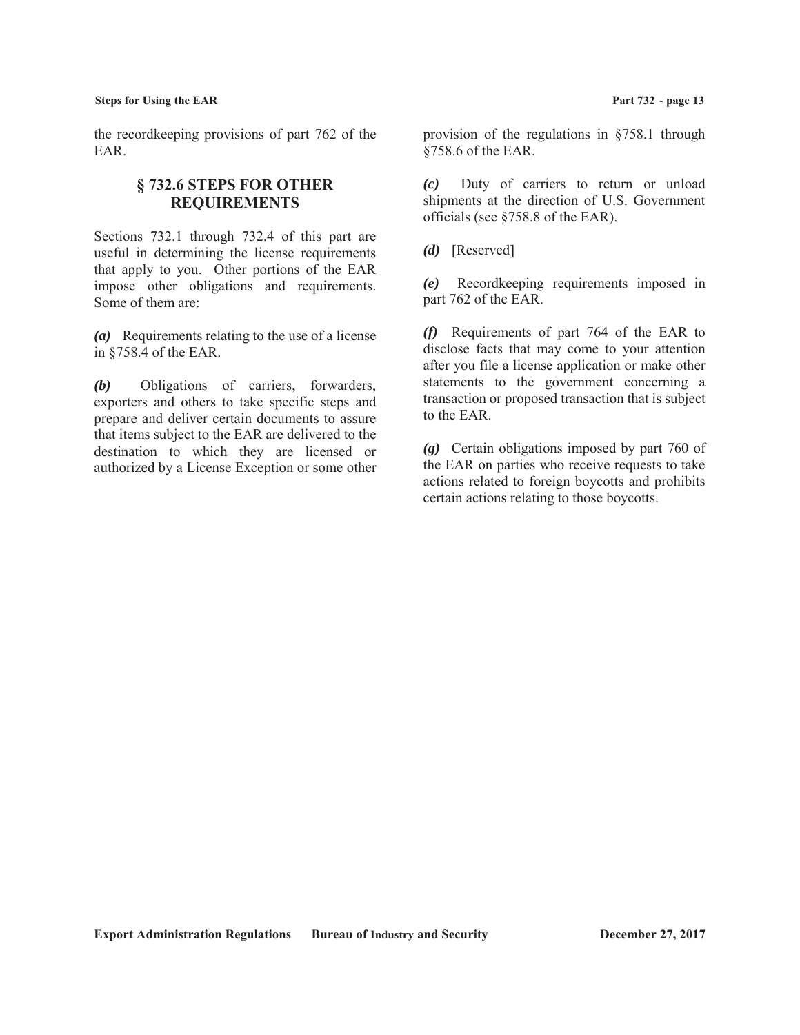the recordkeeping provisions of part 762 of the EAR.

## § 732.6 STEPS FOR OTHER REQUIREMENTS

Sections 732.1 through 732.4 of this part are useful in determining the license requirements that apply to you. Other portions of the EAR impose other obligations and requirements. Some of them are:

***(a)*** Requirements relating to the use of a license in §758.4 of the EAR.

***(b)*** Obligations of carriers, forwarders, exporters and others to take specific steps and prepare and deliver certain documents to assure that items subject to the EAR are delivered to the destination to which they are licensed or authorized by a License Exception or some other provision of the regulations in §758.1 through §758.6 of the EAR.

***(c)*** Duty of carriers to return or unload shipments at the direction of U.S. Government officials (see §758.8 of the EAR).

***(d)*** [Reserved]

***(e)*** Recordkeeping requirements imposed in part 762 of the EAR.

***(f)*** Requirements of part 764 of the EAR to disclose facts that may come to your attention after you file a license application or make other statements to the government concerning a transaction or proposed transaction that is subject to the EAR.

***(g)*** Certain obligations imposed by part 760 of the EAR on parties who receive requests to take actions related to foreign boycotts and prohibits certain actions relating to those boycotts.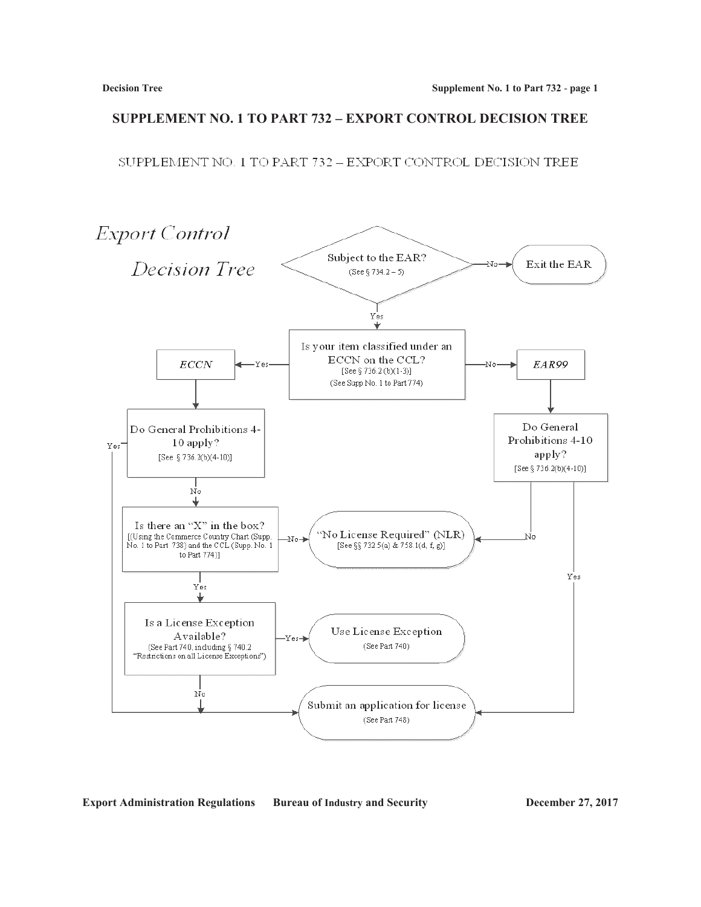# SUPPLEMENT NO. 1 TO PART 732 – EXPORT CONTROL DECISION TREE

SUPPLEMENT NO. 1 TO PART 732 – EXPORT CONTROL DECISION TREE

*Export Control*

*Decision Tree*

- **Subject to the EAR?** (See § 734.2 – 5)
  - No → Exit the EAR
  - Yes → **Is your item classified under an ECCN on the CCL?** [See § 736.2 (b)(1-3)] (See Supp No. 1 to Part 774)
    - Yes → *ECCN*
      - **Do General Prohibitions 4-10 apply?** [See § 736.2(b)(4-10)]
        - Yes → Submit an application for license (See Part 748)
        - No → **Is there an "X" in the box?** [(Using the Commerce Country Chart (Supp. No. 1 to Part 738) and the CCL (Supp. No. 1 to Part 774)]
          - No → "No License Required" (NLR) [See §§ 732.5(a) & 758.1(d, f, g)]
          - Yes → **Is a License Exception Available?** (See Part 740, including § 740.2 "Restrictions on all License Exceptions")
            - Yes → Use License Exception (See Part 740)
            - No → Submit an application for license (See Part 748)
    - No → *EAR99*
      - **Do General Prohibitions 4-10 apply?** [See § 736.2(b)(4-10)]
        - No → "No License Required" (NLR) [See §§ 732.5(a) & 758.1(d, f, g)]
        - Yes → Submit an application for license (See Part 748)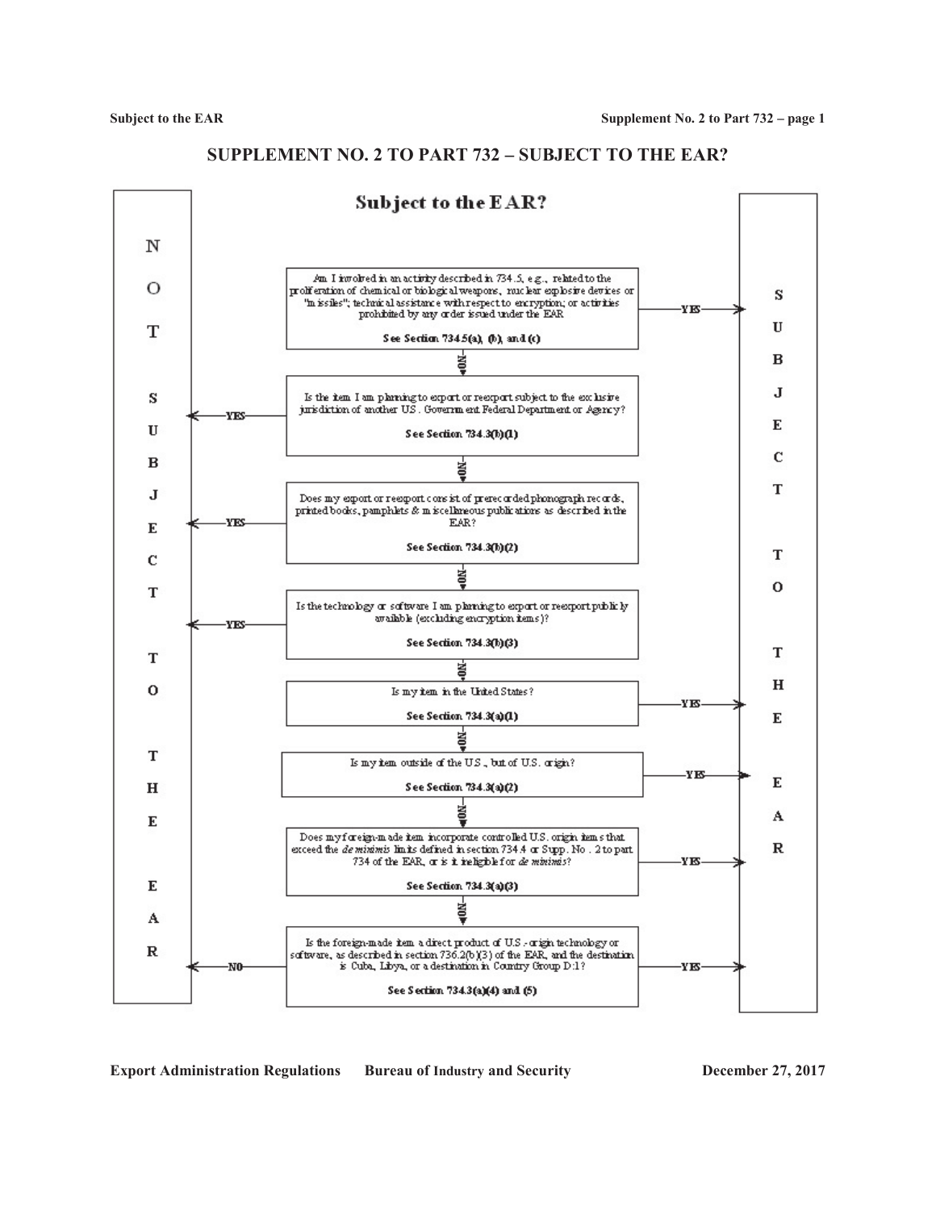# SUPPLEMENT NO. 2 TO PART 732 – SUBJECT TO THE EAR?

## Subject to the EAR?

1. Am I involved in an activity described in 734.5, e.g., related to the proliferation of chemical or biological weapons, nuclear explosive devices or "missiles"; technical assistance with respect to encryption; or activities prohibited by any order issued under the EAR

   **See Section 734.5(a), (b), and (c)**

   - YES → SUBJECT TO THE EAR
   - NO → go to 2

2. Is the item I am planning to export or reexport subject to the exclusive jurisdiction of another U.S. Government Federal Department or Agency?

   **See Section 734.3(b)(1)**

   - YES → NOT SUBJECT TO THE EAR
   - NO → go to 3

3. Does my export or reexport consist of prerecorded phonograph records, printed books, pamphlets & miscellaneous publications as described in the EAR?

   **See Section 734.3(b)(2)**

   - YES → NOT SUBJECT TO THE EAR
   - NO → go to 4

4. Is the technology or software I am planning to export or reexport publicly available (excluding encryption items)?

   **See Section 734.3(b)(3)**

   - YES → NOT SUBJECT TO THE EAR
   - NO → go to 5

5. Is my item in the United States?

   **See Section 734.3(a)(1)**

   - YES → SUBJECT TO THE EAR
   - NO → go to 6

6. Is my item outside of the U.S., but of U.S. origin?

   **See Section 734.3(a)(2)**

   - YES → SUBJECT TO THE EAR
   - NO → go to 7

7. Does my foreign-made item incorporate controlled U.S. origin items that exceed the *de minimis* limits defined in section 734.4 or Supp. No. 2 to part 734 of the EAR, or is it ineligible for *de minimis*?

   **See Section 734.3(a)(3)**

   - YES → SUBJECT TO THE EAR
   - NO → go to 8

8. Is the foreign-made item a direct product of U.S.-origin technology or software, as described in section 736.2(b)(3) of the EAR, and the destination is Cuba, Libya, or a destination in Country Group D:1?

   **See Section 734.3(a)(4) and (5)**

   - YES → SUBJECT TO THE EAR
   - NO → NOT SUBJECT TO THE EAR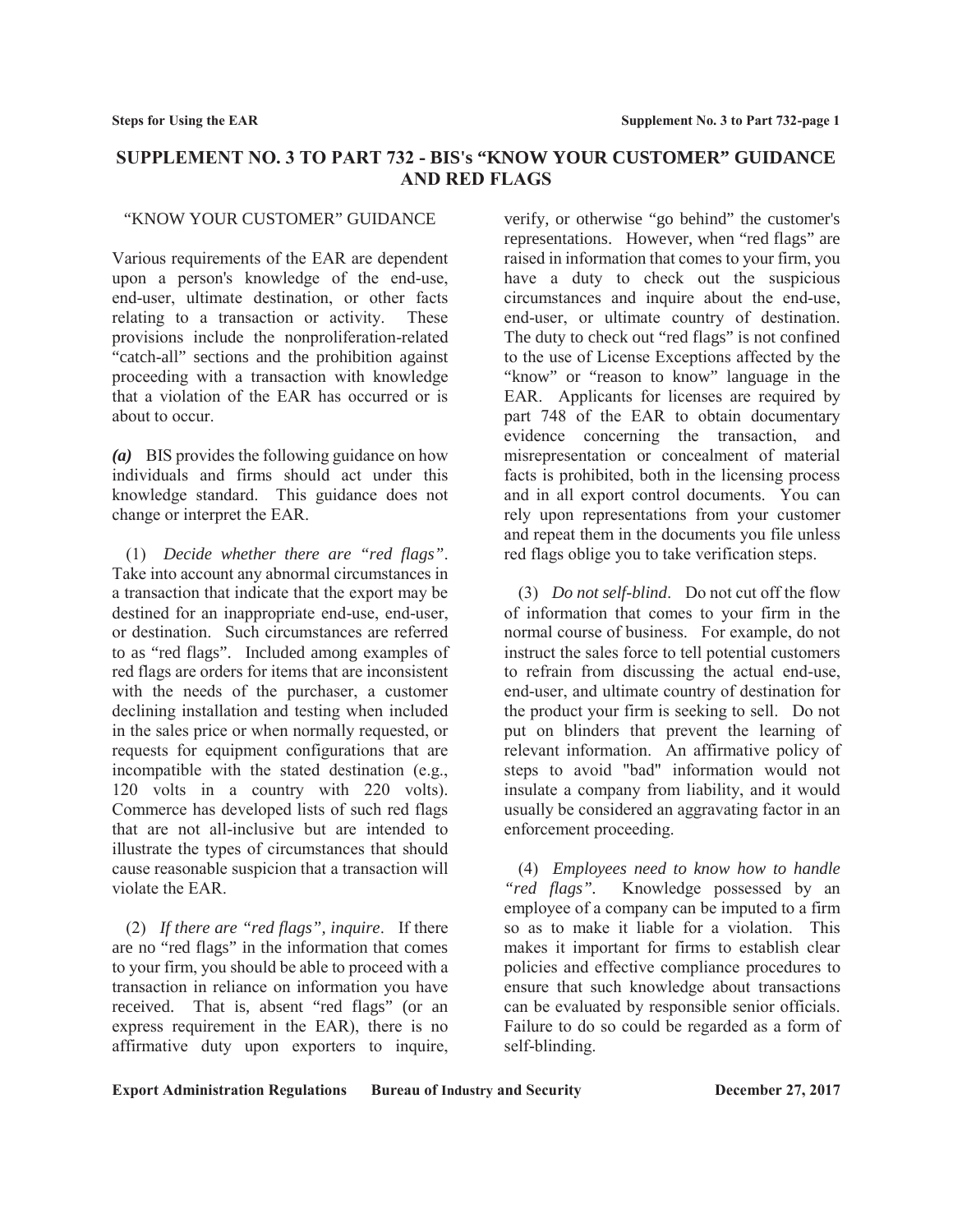# SUPPLEMENT NO. 3 TO PART 732 - BIS's "KNOW YOUR CUSTOMER" GUIDANCE AND RED FLAGS

"KNOW YOUR CUSTOMER" GUIDANCE

Various requirements of the EAR are dependent upon a person's knowledge of the end-use, end-user, ultimate destination, or other facts relating to a transaction or activity. These provisions include the nonproliferation-related "catch-all" sections and the prohibition against proceeding with a transaction with knowledge that a violation of the EAR has occurred or is about to occur.

***(a)*** BIS provides the following guidance on how individuals and firms should act under this knowledge standard. This guidance does not change or interpret the EAR.

(1) *Decide whether there are "red flags"*. Take into account any abnormal circumstances in a transaction that indicate that the export may be destined for an inappropriate end-use, end-user, or destination. Such circumstances are referred to as "red flags". Included among examples of red flags are orders for items that are inconsistent with the needs of the purchaser, a customer declining installation and testing when included in the sales price or when normally requested, or requests for equipment configurations that are incompatible with the stated destination (e.g., 120 volts in a country with 220 volts). Commerce has developed lists of such red flags that are not all-inclusive but are intended to illustrate the types of circumstances that should cause reasonable suspicion that a transaction will violate the EAR.

(2) *If there are "red flags", inquire*. If there are no "red flags" in the information that comes to your firm, you should be able to proceed with a transaction in reliance on information you have received. That is, absent "red flags" (or an express requirement in the EAR), there is no affirmative duty upon exporters to inquire, verify, or otherwise "go behind" the customer's representations. However, when "red flags" are raised in information that comes to your firm, you have a duty to check out the suspicious circumstances and inquire about the end-use, end-user, or ultimate country of destination. The duty to check out "red flags" is not confined to the use of License Exceptions affected by the "know" or "reason to know" language in the EAR. Applicants for licenses are required by part 748 of the EAR to obtain documentary evidence concerning the transaction, and misrepresentation or concealment of material facts is prohibited, both in the licensing process and in all export control documents. You can rely upon representations from your customer and repeat them in the documents you file unless red flags oblige you to take verification steps.

(3) *Do not self-blind*. Do not cut off the flow of information that comes to your firm in the normal course of business. For example, do not instruct the sales force to tell potential customers to refrain from discussing the actual end-use, end-user, and ultimate country of destination for the product your firm is seeking to sell. Do not put on blinders that prevent the learning of relevant information. An affirmative policy of steps to avoid "bad" information would not insulate a company from liability, and it would usually be considered an aggravating factor in an enforcement proceeding.

(4) *Employees need to know how to handle "red flags"*. Knowledge possessed by an employee of a company can be imputed to a firm so as to make it liable for a violation. This makes it important for firms to establish clear policies and effective compliance procedures to ensure that such knowledge about transactions can be evaluated by responsible senior officials. Failure to do so could be regarded as a form of self-blinding.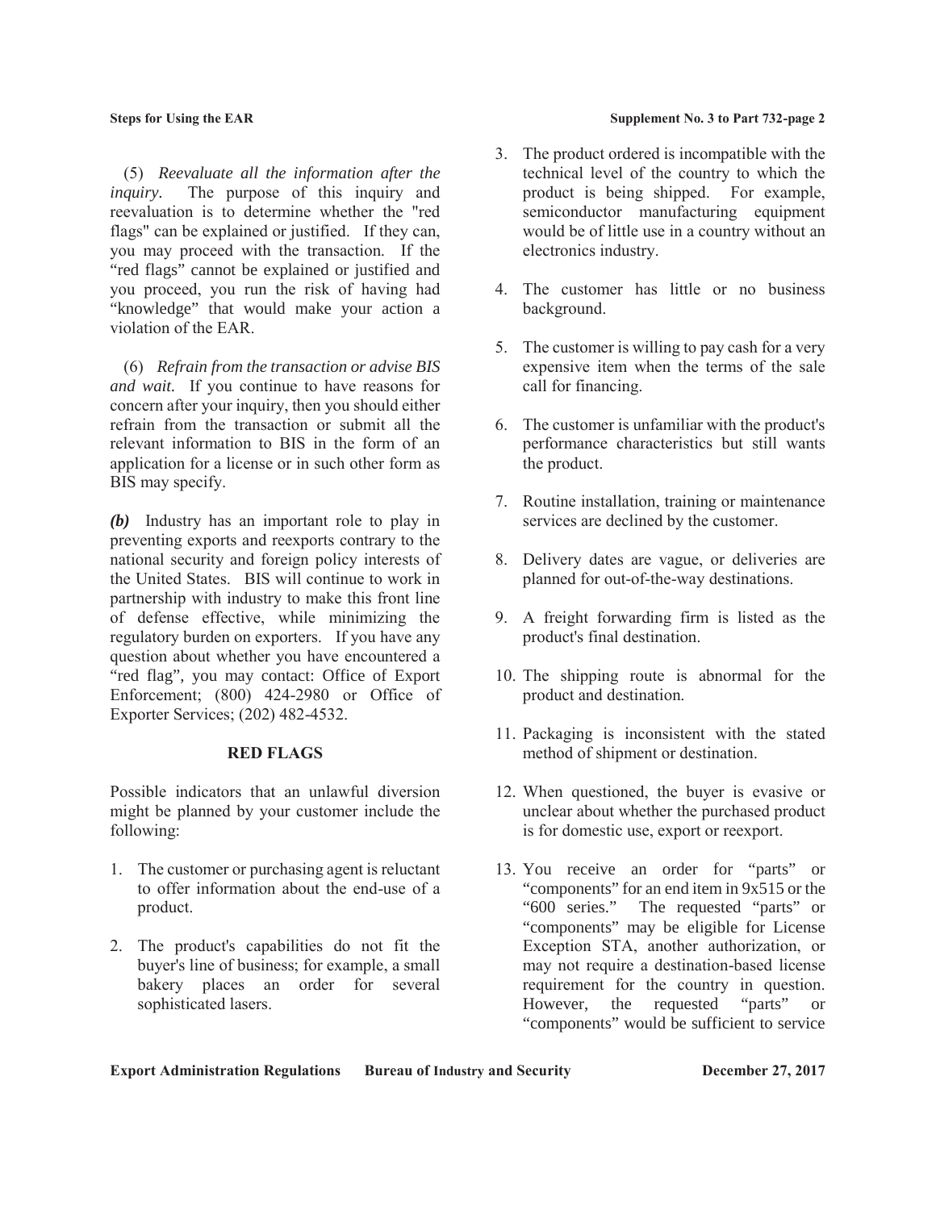(5) *Reevaluate all the information after the inquiry.* The purpose of this inquiry and reevaluation is to determine whether the "red flags" can be explained or justified. If they can, you may proceed with the transaction. If the "red flags" cannot be explained or justified and you proceed, you run the risk of having had "knowledge" that would make your action a violation of the EAR.

(6) *Refrain from the transaction or advise BIS and wait.* If you continue to have reasons for concern after your inquiry, then you should either refrain from the transaction or submit all the relevant information to BIS in the form of an application for a license or in such other form as BIS may specify.

***(b)*** Industry has an important role to play in preventing exports and reexports contrary to the national security and foreign policy interests of the United States. BIS will continue to work in partnership with industry to make this front line of defense effective, while minimizing the regulatory burden on exporters. If you have any question about whether you have encountered a "red flag", you may contact: Office of Export Enforcement; (800) 424-2980 or Office of Exporter Services; (202) 482-4532.

## RED FLAGS

Possible indicators that an unlawful diversion might be planned by your customer include the following:

1. The customer or purchasing agent is reluctant to offer information about the end-use of a product.
2. The product's capabilities do not fit the buyer's line of business; for example, a small bakery places an order for several sophisticated lasers.
3. The product ordered is incompatible with the technical level of the country to which the product is being shipped. For example, semiconductor manufacturing equipment would be of little use in a country without an electronics industry.
4. The customer has little or no business background.
5. The customer is willing to pay cash for a very expensive item when the terms of the sale call for financing.
6. The customer is unfamiliar with the product's performance characteristics but still wants the product.
7. Routine installation, training or maintenance services are declined by the customer.
8. Delivery dates are vague, or deliveries are planned for out-of-the-way destinations.
9. A freight forwarding firm is listed as the product's final destination.
10. The shipping route is abnormal for the product and destination.
11. Packaging is inconsistent with the stated method of shipment or destination.
12. When questioned, the buyer is evasive or unclear about whether the purchased product is for domestic use, export or reexport.
13. You receive an order for "parts" or "components" for an end item in 9x515 or the "600 series." The requested "parts" or "components" may be eligible for License Exception STA, another authorization, or may not require a destination-based license requirement for the country in question. However, the requested "parts" or "components" would be sufficient to service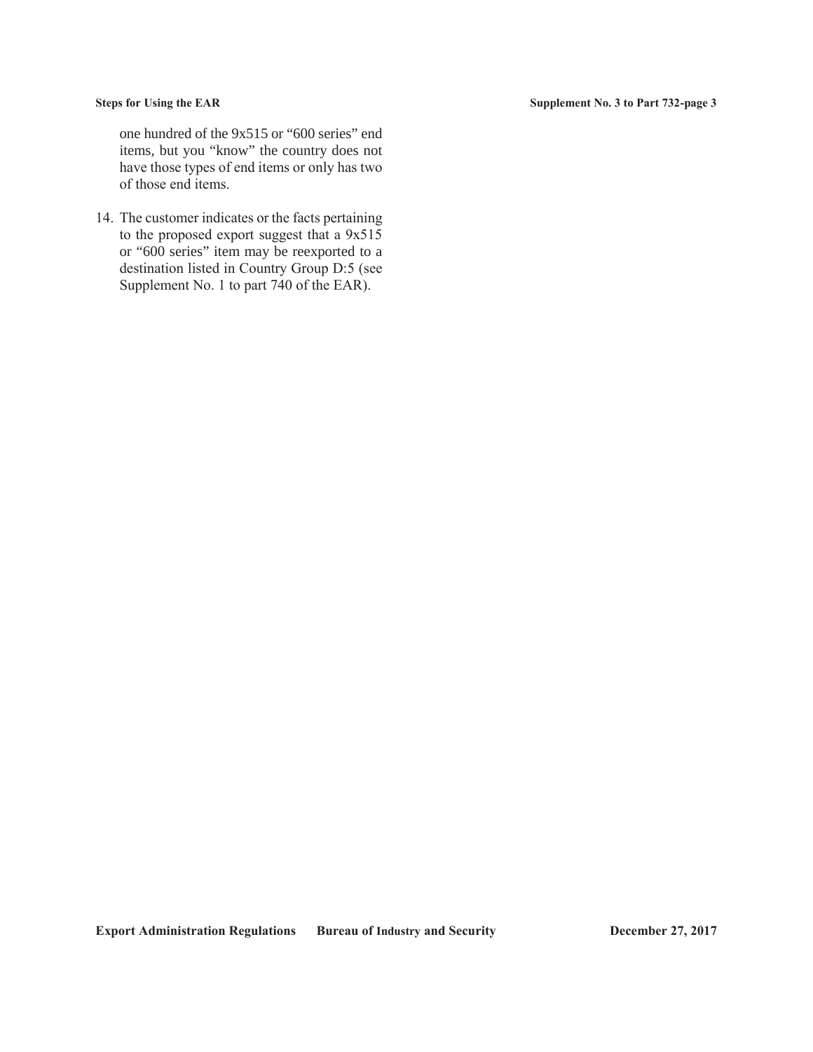one hundred of the 9x515 or "600 series" end items, but you "know" the country does not have those types of end items or only has two of those end items.

14. The customer indicates or the facts pertaining to the proposed export suggest that a 9x515 or "600 series" item may be reexported to a destination listed in Country Group D:5 (see Supplement No. 1 to part 740 of the EAR).